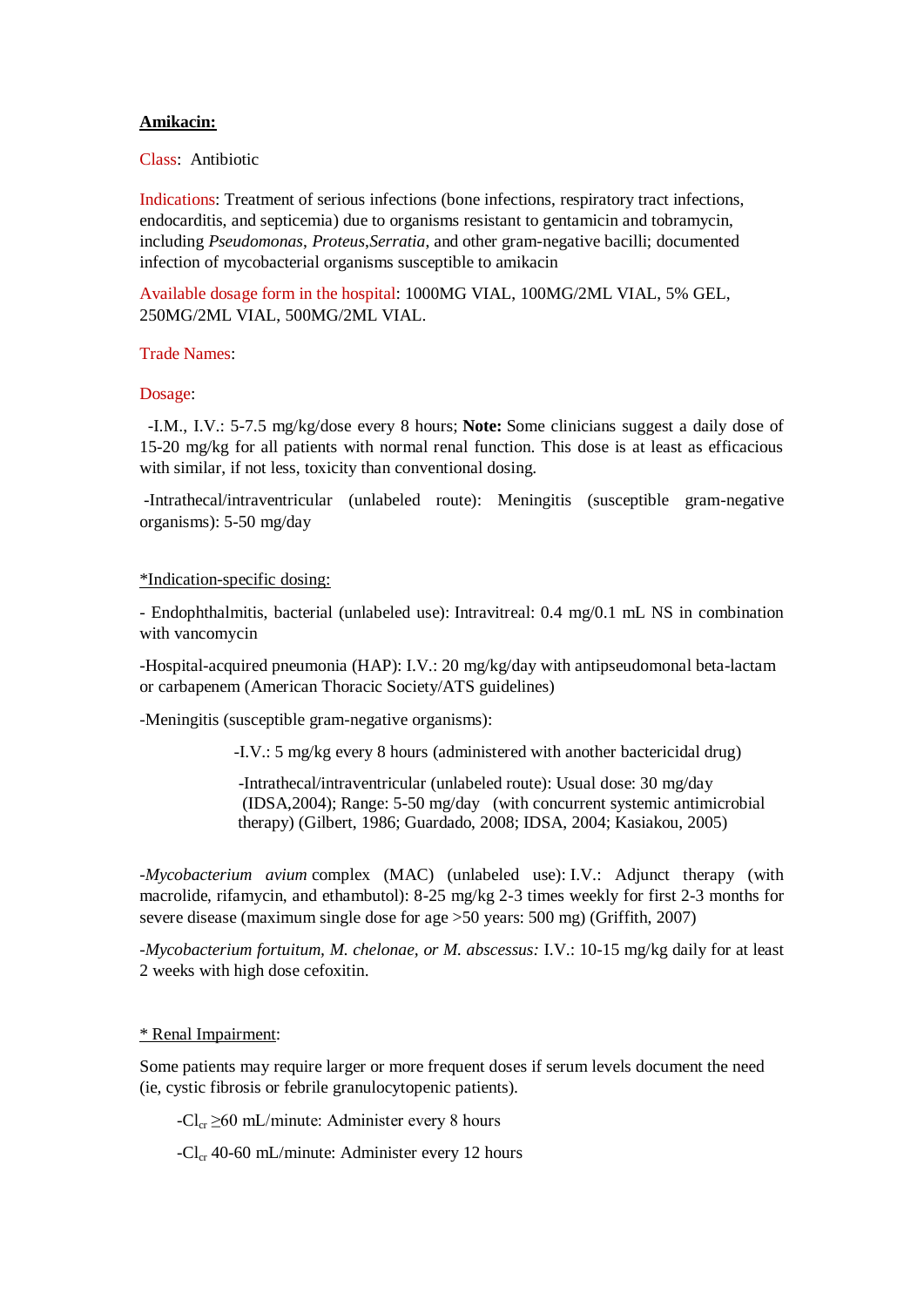**Amikacin:**

Class: Antibiotic

Indications: Treatment of serious infections (bone infections, respiratory tract infections, endocarditis, and septicemia) due to organisms resistant to gentamicin and tobramycin, including *Pseudomonas*, *Proteus*,*Serratia*, and other gram-negative bacilli; documented infection of mycobacterial organisms susceptible to amikacin

Available dosage form in the hospital: 1000MG VIAL, 100MG/2ML VIAL, 5% GEL, 250MG/2ML VIAL, 500MG/2ML VIAL.

Trade Names:

Dosage:

-I.M., I.V.: 5-7.5 mg/kg/dose every 8 hours; **Note:** Some clinicians suggest a daily dose of 15-20 mg/kg for all patients with normal renal function. This dose is at least as efficacious with similar, if not less, toxicity than conventional dosing.

-Intrathecal/intraventricular (unlabeled route): Meningitis (susceptible gram-negative organisms): 5-50 mg/day

*Indication-specific dosing:

- Endophthalmitis, bacterial (unlabeled use): Intravitreal: 0.4 mg/0.1 mL NS in combination with vancomycin

-Hospital-acquired pneumonia (HAP): I.V.: 20 mg/kg/day with antipseudomonal beta-lactam or carbapenem (American Thoracic Society/ATS guidelines)

-Meningitis (susceptible gram-negative organisms):

-I.V.: 5 mg/kg every 8 hours (administered with another bactericidal drug)

-Intrathecal/intraventricular (unlabeled route): Usual dose: 30 mg/day (IDSA,2004); Range: 5-50 mg/day (with concurrent systemic antimicrobial therapy) (Gilbert, 1986; Guardado, 2008; IDSA, 2004; Kasiakou, 2005)

-*Mycobacterium avium* complex (MAC) (unlabeled use): I.V.: Adjunct therapy (with macrolide, rifamycin, and ethambutol): 8-25 mg/kg 2-3 times weekly for first 2-3 months for severe disease (maximum single dose for age >50 years: 500 mg) (Griffith, 2007)

-*Mycobacterium fortuitum, M. chelonae, or M. abscessus:* I.V.: 10-15 mg/kg daily for at least 2 weeks with high dose cefoxitin.

* Renal Impairment:

Some patients may require larger or more frequent doses if serum levels document the need (ie, cystic fibrosis or febrile granulocytopenic patients).

-$Cl_{cr}$ ≥60 mL/minute: Administer every 8 hours

-$Cl_{cr}$ 40-60 mL/minute: Administer every 12 hours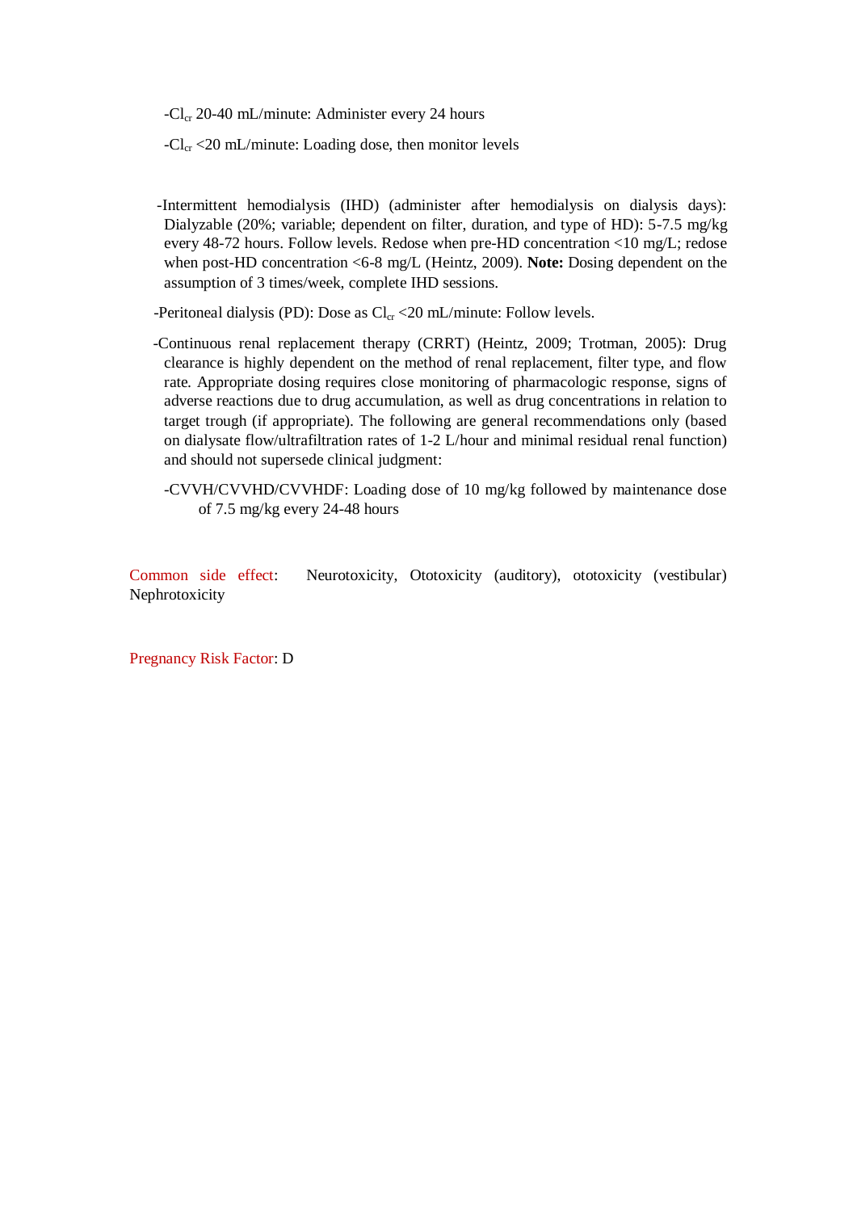- $Cl_{cr}$ 20-40 mL/minute: Administer every 24 hours
- $Cl_{cr}$ <20 mL/minute: Loading dose, then monitor levels

- Intermittent hemodialysis (IHD) (administer after hemodialysis on dialysis days): Dialyzable (20%; variable; dependent on filter, duration, and type of HD): 5-7.5 mg/kg every 48-72 hours. Follow levels. Redose when pre-HD concentration <10 mg/L; redose when post-HD concentration <6-8 mg/L (Heintz, 2009). **Note:** Dosing dependent on the assumption of 3 times/week, complete IHD sessions.
- Peritoneal dialysis (PD): Dose as $Cl_{cr}$ <20 mL/minute: Follow levels.
- Continuous renal replacement therapy (CRRT) (Heintz, 2009; Trotman, 2005): Drug clearance is highly dependent on the method of renal replacement, filter type, and flow rate. Appropriate dosing requires close monitoring of pharmacologic response, signs of adverse reactions due to drug accumulation, as well as drug concentrations in relation to target trough (if appropriate). The following are general recommendations only (based on dialysate flow/ultrafiltration rates of 1-2 L/hour and minimal residual renal function) and should not supersede clinical judgment:
  - CVVH/CVVHD/CVVHDF: Loading dose of 10 mg/kg followed by maintenance dose of 7.5 mg/kg every 24-48 hours

Common side effect: Neurotoxicity, Ototoxicity (auditory), ototoxicity (vestibular) Nephrotoxicity

Pregnancy Risk Factor: D